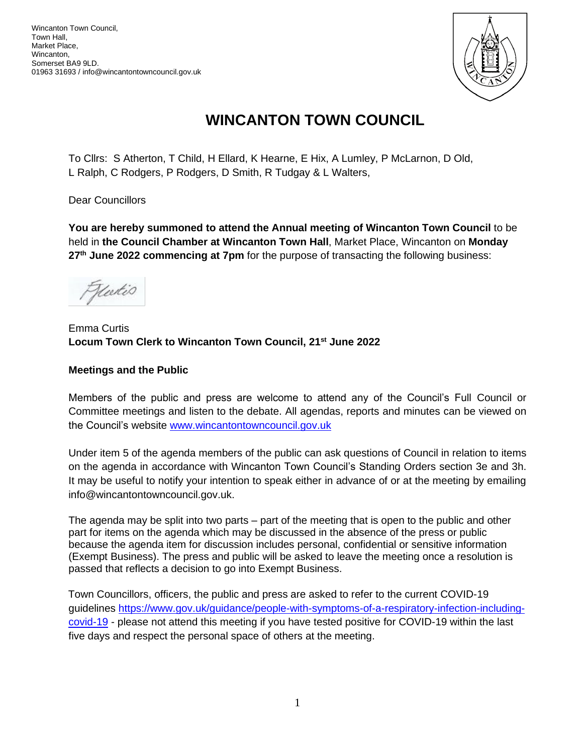Wincanton Town Council,
Town Hall,
Market Place,
Wincanton,
Somerset BA9 9LD.
01963 31693 / info@wincantontowncouncil.gov.uk

# WINCANTON TOWN COUNCIL

To Cllrs: S Atherton, T Child, H Ellard, K Hearne, E Hix, A Lumley, P McLarnon, D Old, L Ralph, C Rodgers, P Rodgers, D Smith, R Tudgay & L Walters,

Dear Councillors

**You are hereby summoned to attend the Annual meeting of Wincanton Town Council** to be held in **the Council Chamber at Wincanton Town Hall**, Market Place, Wincanton on **Monday 27th June 2022 commencing at 7pm** for the purpose of transacting the following business:

Emma Curtis
**Locum Town Clerk to Wincanton Town Council, 21st June 2022**

**Meetings and the Public**

Members of the public and press are welcome to attend any of the Council's Full Council or Committee meetings and listen to the debate. All agendas, reports and minutes can be viewed on the Council's website www.wincantontowncouncil.gov.uk

Under item 5 of the agenda members of the public can ask questions of Council in relation to items on the agenda in accordance with Wincanton Town Council's Standing Orders section 3e and 3h. It may be useful to notify your intention to speak either in advance of or at the meeting by emailing info@wincantontowncouncil.gov.uk.

The agenda may be split into two parts – part of the meeting that is open to the public and other part for items on the agenda which may be discussed in the absence of the press or public because the agenda item for discussion includes personal, confidential or sensitive information (Exempt Business). The press and public will be asked to leave the meeting once a resolution is passed that reflects a decision to go into Exempt Business.

Town Councillors, officers, the public and press are asked to refer to the current COVID-19 guidelines https://www.gov.uk/guidance/people-with-symptoms-of-a-respiratory-infection-including-covid-19 - please not attend this meeting if you have tested positive for COVID-19 within the last five days and respect the personal space of others at the meeting.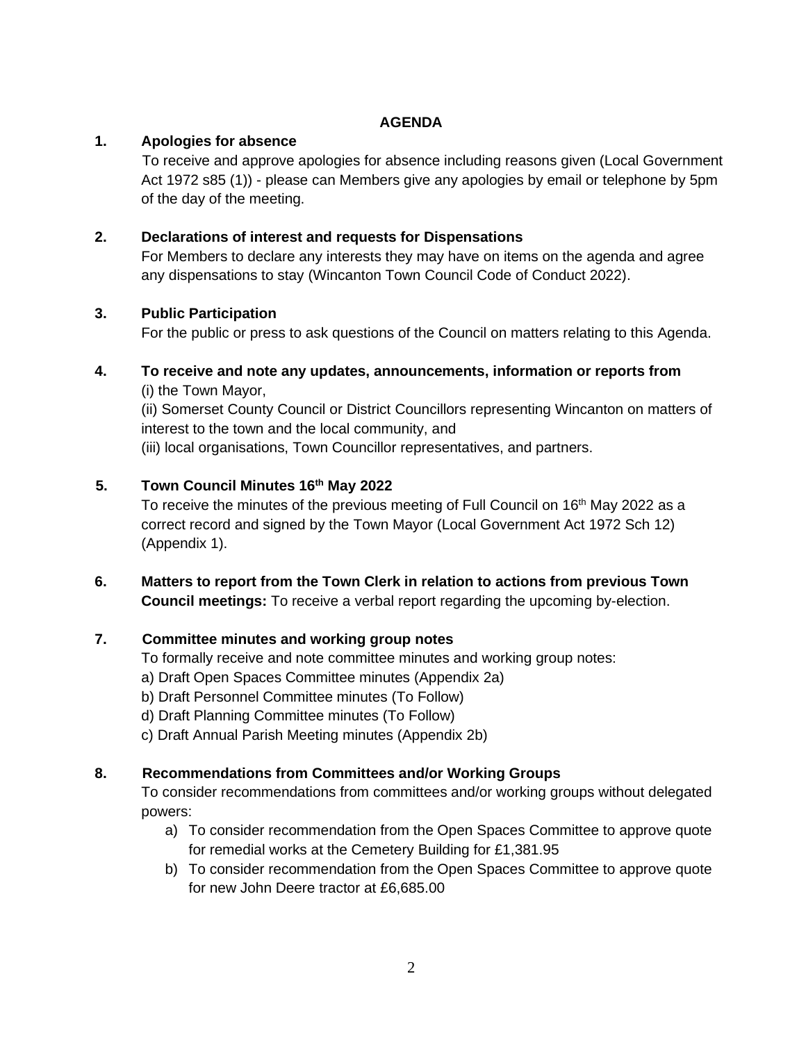## AGENDA

**1. Apologies for absence**

To receive and approve apologies for absence including reasons given (Local Government Act 1972 s85 (1)) - please can Members give any apologies by email or telephone by 5pm of the day of the meeting.

**2. Declarations of interest and requests for Dispensations**

For Members to declare any interests they may have on items on the agenda and agree any dispensations to stay (Wincanton Town Council Code of Conduct 2022).

**3. Public Participation**

For the public or press to ask questions of the Council on matters relating to this Agenda.

**4. To receive and note any updates, announcements, information or reports from**

(i) the Town Mayor,

(ii) Somerset County Council or District Councillors representing Wincanton on matters of interest to the town and the local community, and

(iii) local organisations, Town Councillor representatives, and partners.

**5. Town Council Minutes 16th May 2022**

To receive the minutes of the previous meeting of Full Council on 16th May 2022 as a correct record and signed by the Town Mayor (Local Government Act 1972 Sch 12) (Appendix 1).

**6. Matters to report from the Town Clerk in relation to actions from previous Town Council meetings:** To receive a verbal report regarding the upcoming by-election.

**7. Committee minutes and working group notes**

To formally receive and note committee minutes and working group notes:

a) Draft Open Spaces Committee minutes (Appendix 2a)

b) Draft Personnel Committee minutes (To Follow)

d) Draft Planning Committee minutes (To Follow)

c) Draft Annual Parish Meeting minutes (Appendix 2b)

**8. Recommendations from Committees and/or Working Groups**

To consider recommendations from committees and/or working groups without delegated powers:

a) To consider recommendation from the Open Spaces Committee to approve quote for remedial works at the Cemetery Building for £1,381.95

b) To consider recommendation from the Open Spaces Committee to approve quote for new John Deere tractor at £6,685.00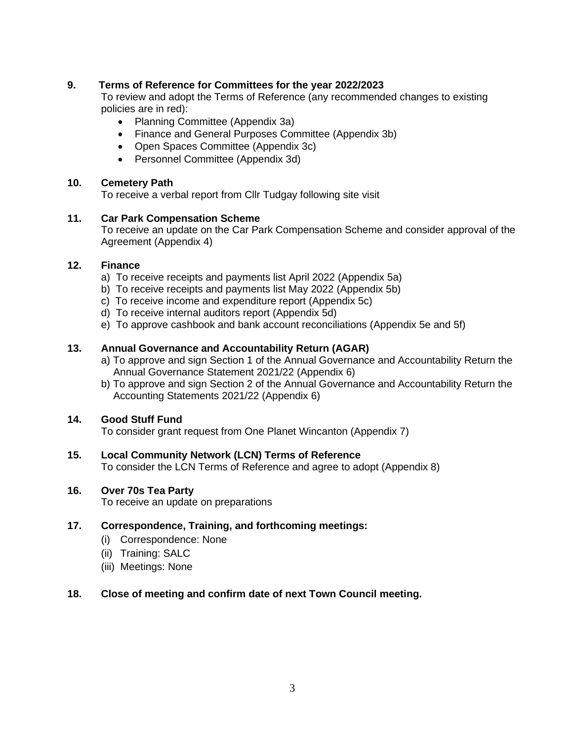**9. Terms of Reference for Committees for the year 2022/2023**

To review and adopt the Terms of Reference (any recommended changes to existing policies are in red):

- Planning Committee (Appendix 3a)
- Finance and General Purposes Committee (Appendix 3b)
- Open Spaces Committee (Appendix 3c)
- Personnel Committee (Appendix 3d)

**10. Cemetery Path**

To receive a verbal report from Cllr Tudgay following site visit

**11. Car Park Compensation Scheme**

To receive an update on the Car Park Compensation Scheme and consider approval of the Agreement (Appendix 4)

**12. Finance**

a) To receive receipts and payments list April 2022 (Appendix 5a)
b) To receive receipts and payments list May 2022 (Appendix 5b)
c) To receive income and expenditure report (Appendix 5c)
d) To receive internal auditors report (Appendix 5d)
e) To approve cashbook and bank account reconciliations (Appendix 5e and 5f)

**13. Annual Governance and Accountability Return (AGAR)**

a) To approve and sign Section 1 of the Annual Governance and Accountability Return the Annual Governance Statement 2021/22 (Appendix 6)
b) To approve and sign Section 2 of the Annual Governance and Accountability Return the Accounting Statements 2021/22 (Appendix 6)

**14. Good Stuff Fund**

To consider grant request from One Planet Wincanton (Appendix 7)

**15. Local Community Network (LCN) Terms of Reference**

To consider the LCN Terms of Reference and agree to adopt (Appendix 8)

**16. Over 70s Tea Party**

To receive an update on preparations

**17. Correspondence, Training, and forthcoming meetings:**

(i) Correspondence: None
(ii) Training: SALC
(iii) Meetings: None

**18. Close of meeting and confirm date of next Town Council meeting.**